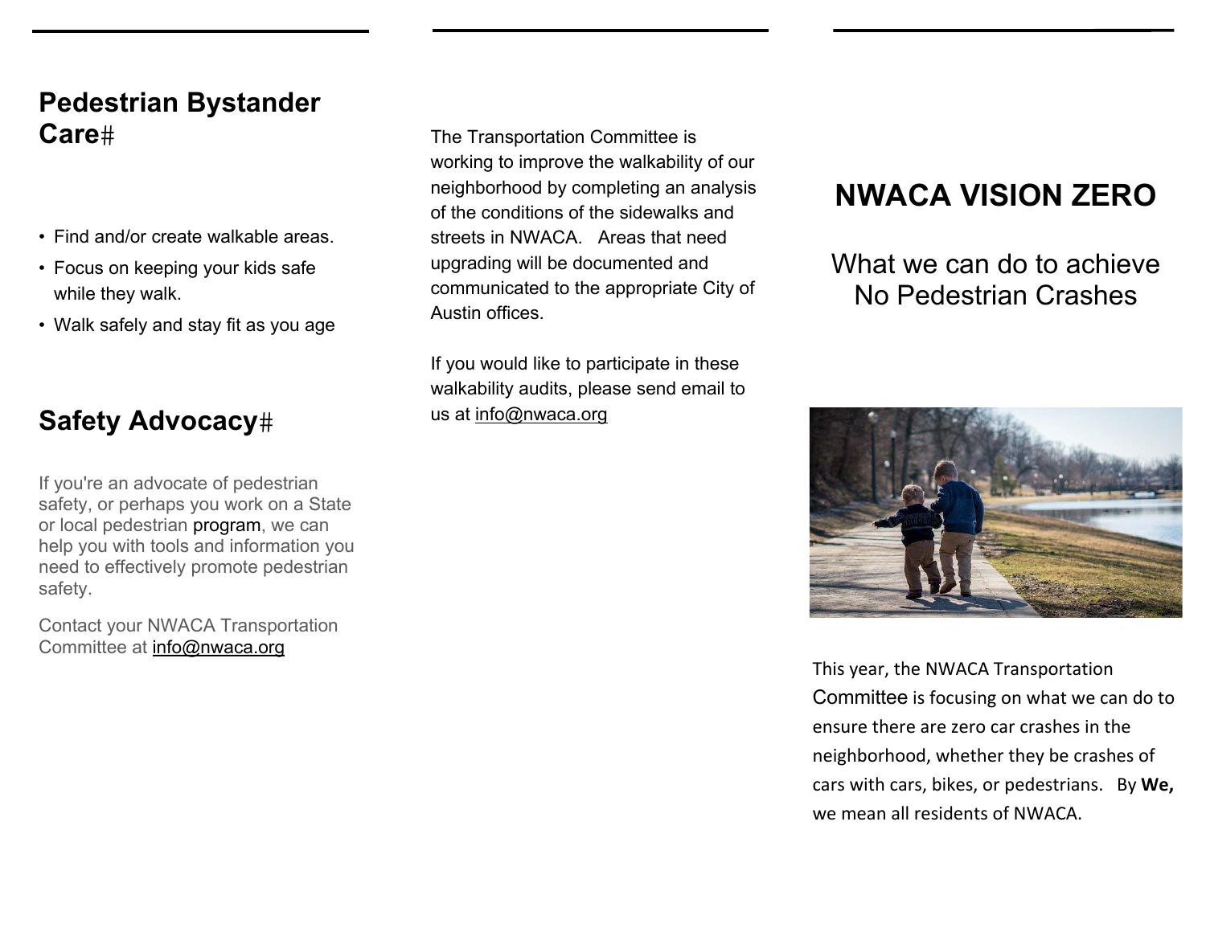## Pedestrian Bystander Care#

- Find and/or create walkable areas.
- Focus on keeping your kids safe while they walk.
- Walk safely and stay fit as you age

## Safety Advocacy#

If you're an advocate of pedestrian safety, or perhaps you work on a State or local pedestrian program, we can help you with tools and information you need to effectively promote pedestrian safety.

Contact your NWACA Transportation Committee at info@nwaca.org

The Transportation Committee is working to improve the walkability of our neighborhood by completing an analysis of the conditions of the sidewalks and streets in NWACA. Areas that need upgrading will be documented and communicated to the appropriate City of Austin offices.

If you would like to participate in these walkability audits, please send email to us at info@nwaca.org

# NWACA VISION ZERO

## What we can do to achieve No Pedestrian Crashes

This year, the NWACA Transportation Committee is focusing on what we can do to ensure there are zero car crashes in the neighborhood, whether they be crashes of cars with cars, bikes, or pedestrians. By **We,** we mean all residents of NWACA.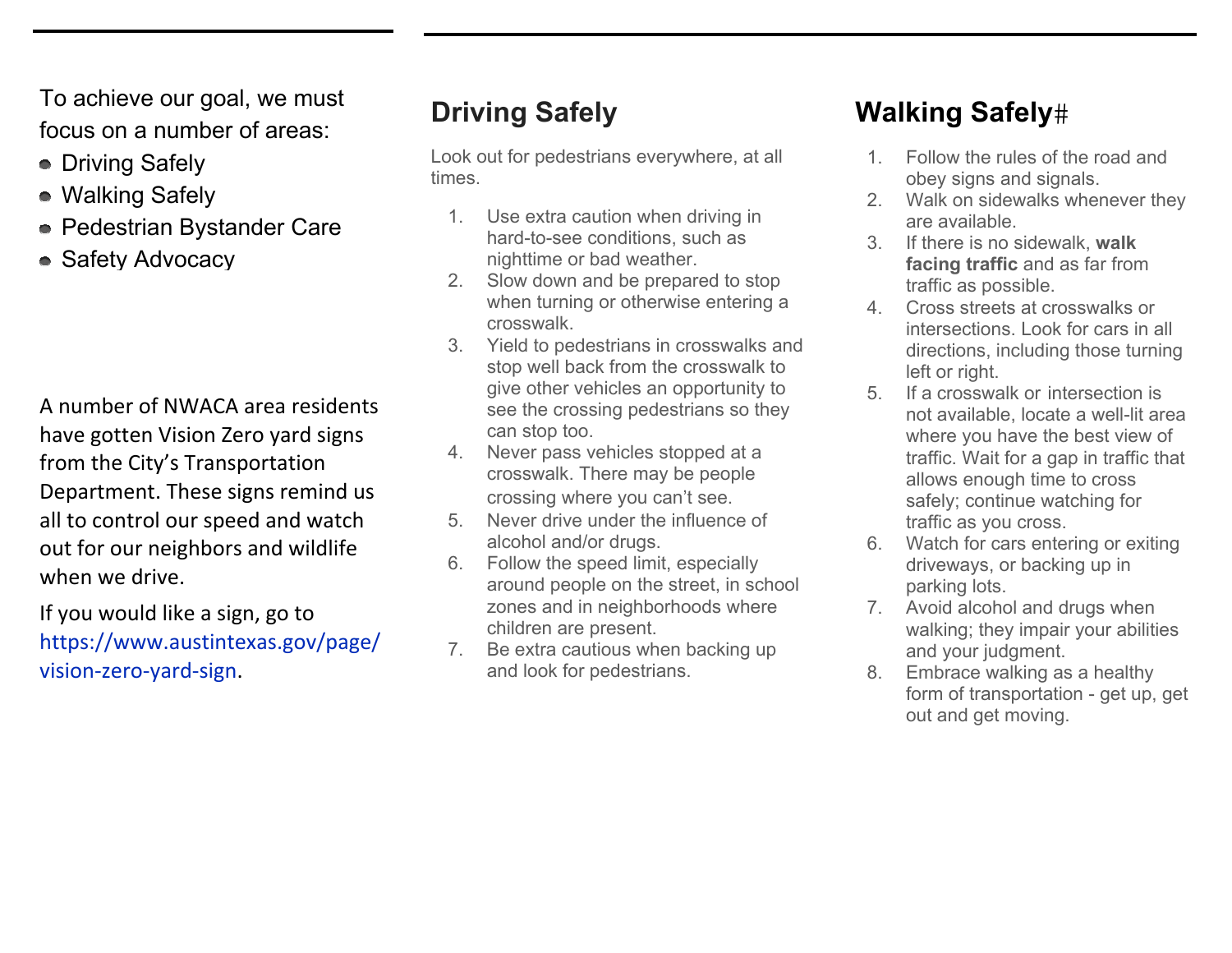To achieve our goal, we must focus on a number of areas:

- Driving Safely
- Walking Safely
- Pedestrian Bystander Care
- Safety Advocacy

A number of NWACA area residents have gotten Vision Zero yard signs from the City's Transportation Department. These signs remind us all to control our speed and watch out for our neighbors and wildlife when we drive.

If you would like a sign, go to https://www.austintexas.gov/page/vision-zero-yard-sign.

## Driving Safely

Look out for pedestrians everywhere, at all times.

1. Use extra caution when driving in hard-to-see conditions, such as nighttime or bad weather.
2. Slow down and be prepared to stop when turning or otherwise entering a crosswalk.
3. Yield to pedestrians in crosswalks and stop well back from the crosswalk to give other vehicles an opportunity to see the crossing pedestrians so they can stop too.
4. Never pass vehicles stopped at a crosswalk. There may be people crossing where you can't see.
5. Never drive under the influence of alcohol and/or drugs.
6. Follow the speed limit, especially around people on the street, in school zones and in neighborhoods where children are present.
7. Be extra cautious when backing up and look for pedestrians.

## Walking Safely#

1. Follow the rules of the road and obey signs and signals.
2. Walk on sidewalks whenever they are available.
3. If there is no sidewalk, **walk facing traffic** and as far from traffic as possible.
4. Cross streets at crosswalks or intersections. Look for cars in all directions, including those turning left or right.
5. If a crosswalk or intersection is not available, locate a well-lit area where you have the best view of traffic. Wait for a gap in traffic that allows enough time to cross safely; continue watching for traffic as you cross.
6. Watch for cars entering or exiting driveways, or backing up in parking lots.
7. Avoid alcohol and drugs when walking; they impair your abilities and your judgment.
8. Embrace walking as a healthy form of transportation - get up, get out and get moving.